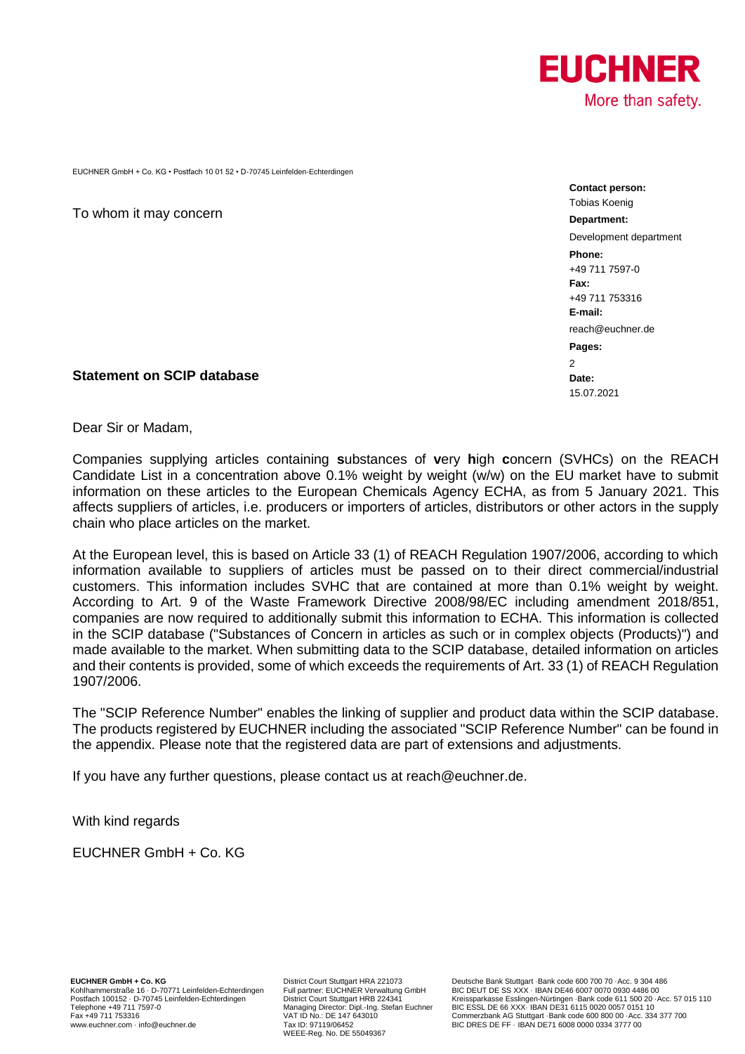EUCHNER GmbH + Co. KG • Postfach 10 01 52 • D-70745 Leinfelden-Echterdingen

To whom it may concern

**Contact person:**
Tobias Koenig
**Department:**
Development department
**Phone:**
+49 711 7597-0
**Fax:**
+49 711 753316
**E-mail:**
reach@euchner.de
**Pages:**
2
**Date:**
15.07.2021

**Statement on SCIP database**

Dear Sir or Madam,

Companies supplying articles containing **s**ubstances of **v**ery **h**igh **c**oncern (SVHCs) on the REACH Candidate List in a concentration above 0.1% weight by weight (w/w) on the EU market have to submit information on these articles to the European Chemicals Agency ECHA, as from 5 January 2021. This affects suppliers of articles, i.e. producers or importers of articles, distributors or other actors in the supply chain who place articles on the market.

At the European level, this is based on Article 33 (1) of REACH Regulation 1907/2006, according to which information available to suppliers of articles must be passed on to their direct commercial/industrial customers. This information includes SVHC that are contained at more than 0.1% weight by weight. According to Art. 9 of the Waste Framework Directive 2008/98/EC including amendment 2018/851, companies are now required to additionally submit this information to ECHA. This information is collected in the SCIP database ("Substances of Concern in articles as such or in complex objects (Products)") and made available to the market. When submitting data to the SCIP database, detailed information on articles and their contents is provided, some of which exceeds the requirements of Art. 33 (1) of REACH Regulation 1907/2006.

The "SCIP Reference Number" enables the linking of supplier and product data within the SCIP database. The products registered by EUCHNER including the associated "SCIP Reference Number" can be found in the appendix. Please note that the registered data are part of extensions and adjustments.

If you have any further questions, please contact us at reach@euchner.de.

With kind regards

EUCHNER GmbH + Co. KG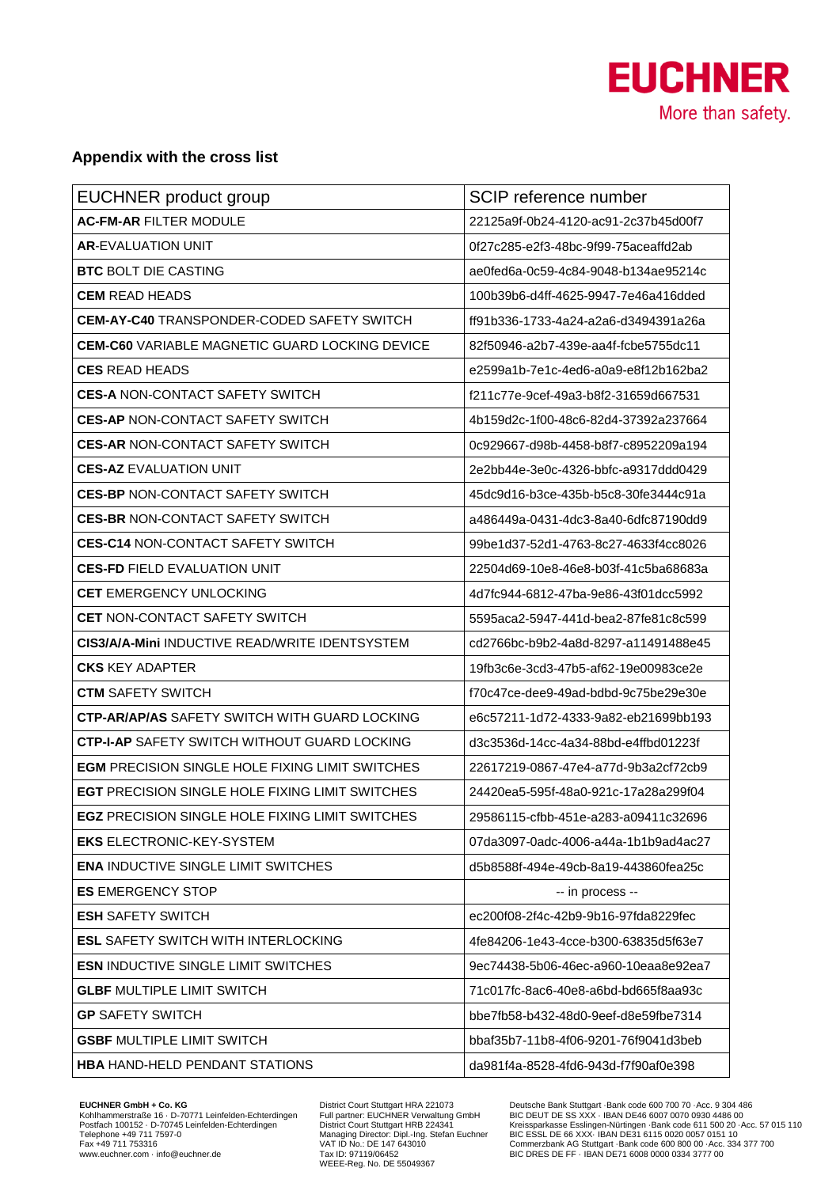## Appendix with the cross list

| EUCHNER product group | SCIP reference number |
| --- | --- |
| **AC-FM-AR** FILTER MODULE | 22125a9f-0b24-4120-ac91-2c37b45d00f7 |
| **AR**-EVALUATION UNIT | 0f27c285-e2f3-48bc-9f99-75aceaffd2ab |
| **BTC** BOLT DIE CASTING | ae0fed6a-0c59-4c84-9048-b134ae95214c |
| **CEM** READ HEADS | 100b39b6-d4ff-4625-9947-7e46a416dded |
| **CEM-AY-C40** TRANSPONDER-CODED SAFETY SWITCH | ff91b336-1733-4a24-a2a6-d3494391a26a |
| **CEM-C60** VARIABLE MAGNETIC GUARD LOCKING DEVICE | 82f50946-a2b7-439e-aa4f-fcbe5755dc11 |
| **CES** READ HEADS | e2599a1b-7e1c-4ed6-a0a9-e8f12b162ba2 |
| **CES-A** NON-CONTACT SAFETY SWITCH | f211c77e-9cef-49a3-b8f2-31659d667531 |
| **CES-AP** NON-CONTACT SAFETY SWITCH | 4b159d2c-1f00-48c6-82d4-37392a237664 |
| **CES-AR** NON-CONTACT SAFETY SWITCH | 0c929667-d98b-4458-b8f7-c8952209a194 |
| **CES-AZ** EVALUATION UNIT | 2e2bb44e-3e0c-4326-bbfc-a9317ddd0429 |
| **CES-BP** NON-CONTACT SAFETY SWITCH | 45dc9d16-b3ce-435b-b5c8-30fe3444c91a |
| **CES-BR** NON-CONTACT SAFETY SWITCH | a486449a-0431-4dc3-8a40-6dfc87190dd9 |
| **CES-C14** NON-CONTACT SAFETY SWITCH | 99be1d37-52d1-4763-8c27-4633f4cc8026 |
| **CES-FD** FIELD EVALUATION UNIT | 22504d69-10e8-46e8-b03f-41c5ba68683a |
| **CET** EMERGENCY UNLOCKING | 4d7fc944-6812-47ba-9e86-43f01dcc5992 |
| **CET** NON-CONTACT SAFETY SWITCH | 5595aca2-5947-441d-bea2-87fe81c8c599 |
| **CIS3/A/A-Mini** INDUCTIVE READ/WRITE IDENTSYSTEM | cd2766bc-b9b2-4a8d-8297-a11491488e45 |
| **CKS** KEY ADAPTER | 19fb3c6e-3cd3-47b5-af62-19e00983ce2e |
| **CTM** SAFETY SWITCH | f70c47ce-dee9-49ad-bdbd-9c75be29e30e |
| **CTP-AR/AP/AS** SAFETY SWITCH WITH GUARD LOCKING | e6c57211-1d72-4333-9a82-eb21699bb193 |
| **CTP-I-AP** SAFETY SWITCH WITHOUT GUARD LOCKING | d3c3536d-14cc-4a34-88bd-e4ffbd01223f |
| **EGM** PRECISION SINGLE HOLE FIXING LIMIT SWITCHES | 22617219-0867-47e4-a77d-9b3a2cf72cb9 |
| **EGT** PRECISION SINGLE HOLE FIXING LIMIT SWITCHES | 24420ea5-595f-48a0-921c-17a28a299f04 |
| **EGZ** PRECISION SINGLE HOLE FIXING LIMIT SWITCHES | 29586115-cfbb-451e-a283-a09411c32696 |
| **EKS** ELECTRONIC-KEY-SYSTEM | 07da3097-0adc-4006-a44a-1b1b9ad4ac27 |
| **ENA** INDUCTIVE SINGLE LIMIT SWITCHES | d5b8588f-494e-49cb-8a19-443860fea25c |
| **ES** EMERGENCY STOP | -- in process -- |
| **ESH** SAFETY SWITCH | ec200f08-2f4c-42b9-9b16-97fda8229fec |
| **ESL** SAFETY SWITCH WITH INTERLOCKING | 4fe84206-1e43-4cce-b300-63835d5f63e7 |
| **ESN** INDUCTIVE SINGLE LIMIT SWITCHES | 9ec74438-5b06-46ec-a960-10eaa8e92ea7 |
| **GLBF** MULTIPLE LIMIT SWITCH | 71c017fc-8ac6-40e8-a6bd-bd665f8aa93c |
| **GP** SAFETY SWITCH | bbe7fb58-b432-48d0-9eef-d8e59fbe7314 |
| **GSBF** MULTIPLE LIMIT SWITCH | bbaf35b7-11b8-4f06-9201-76f9041d3beb |
| **HBA** HAND-HELD PENDANT STATIONS | da981f4a-8528-4fd6-943d-f7f90af0e398 |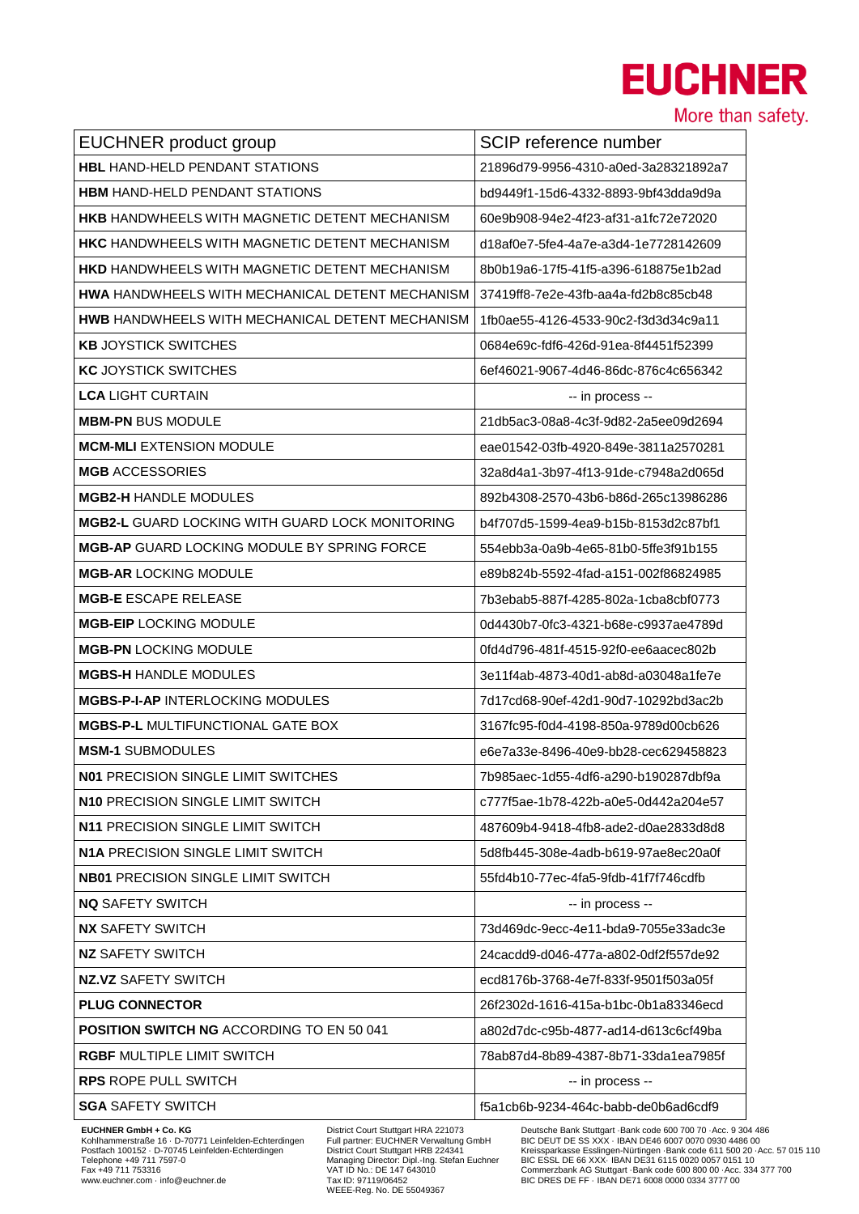| EUCHNER product group | SCIP reference number |
| --- | --- |
| **HBL** HAND-HELD PENDANT STATIONS | 21896d79-9956-4310-a0ed-3a28321892a7 |
| **HBM** HAND-HELD PENDANT STATIONS | bd9449f1-15d6-4332-8893-9bf43dda9d9a |
| **HKB** HANDWHEELS WITH MAGNETIC DETENT MECHANISM | 60e9b908-94e2-4f23-af31-a1fc72e72020 |
| **HKC** HANDWHEELS WITH MAGNETIC DETENT MECHANISM | d18af0e7-5fe4-4a7e-a3d4-1e7728142609 |
| **HKD** HANDWHEELS WITH MAGNETIC DETENT MECHANISM | 8b0b19a6-17f5-41f5-a396-618875e1b2ad |
| **HWA** HANDWHEELS WITH MECHANICAL DETENT MECHANISM | 37419ff8-7e2e-43fb-aa4a-fd2b8c85cb48 |
| **HWB** HANDWHEELS WITH MECHANICAL DETENT MECHANISM | 1fb0ae55-4126-4533-90c2-f3d3d34c9a11 |
| **KB** JOYSTICK SWITCHES | 0684e69c-fdf6-426d-91ea-8f4451f52399 |
| **KC** JOYSTICK SWITCHES | 6ef46021-9067-4d46-86dc-876c4c656342 |
| **LCA** LIGHT CURTAIN | -- in process -- |
| **MBM-PN** BUS MODULE | 21db5ac3-08a8-4c3f-9d82-2a5ee09d2694 |
| **MCM-MLI** EXTENSION MODULE | eae01542-03fb-4920-849e-3811a2570281 |
| **MGB** ACCESSORIES | 32a8d4a1-3b97-4f13-91de-c7948a2d065d |
| **MGB2-H** HANDLE MODULES | 892b4308-2570-43b6-b86d-265c13986286 |
| **MGB2-L** GUARD LOCKING WITH GUARD LOCK MONITORING | b4f707d5-1599-4ea9-b15b-8153d2c87bf1 |
| **MGB-AP** GUARD LOCKING MODULE BY SPRING FORCE | 554ebb3a-0a9b-4e65-81b0-5ffe3f91b155 |
| **MGB-AR** LOCKING MODULE | e89b824b-5592-4fad-a151-002f86824985 |
| **MGB-E** ESCAPE RELEASE | 7b3ebab5-887f-4285-802a-1cba8cbf0773 |
| **MGB-EIP** LOCKING MODULE | 0d4430b7-0fc3-4321-b68e-c9937ae4789d |
| **MGB-PN** LOCKING MODULE | 0fd4d796-481f-4515-92f0-ee6aacec802b |
| **MGBS-H** HANDLE MODULES | 3e11f4ab-4873-40d1-ab8d-a03048a1fe7e |
| **MGBS-P-I-AP** INTERLOCKING MODULES | 7d17cd68-90ef-42d1-90d7-10292bd3ac2b |
| **MGBS-P-L** MULTIFUNCTIONAL GATE BOX | 3167fc95-f0d4-4198-850a-9789d00cb626 |
| **MSM-1** SUBMODULES | e6e7a33e-8496-40e9-bb28-cec629458823 |
| **N01** PRECISION SINGLE LIMIT SWITCHES | 7b985aec-1d55-4df6-a290-b190287dbf9a |
| **N10** PRECISION SINGLE LIMIT SWITCH | c777f5ae-1b78-422b-a0e5-0d442a204e57 |
| **N11** PRECISION SINGLE LIMIT SWITCH | 487609b4-9418-4fb8-ade2-d0ae2833d8d8 |
| **N1A** PRECISION SINGLE LIMIT SWITCH | 5d8fb445-308e-4adb-b619-97ae8ec20a0f |
| **NB01** PRECISION SINGLE LIMIT SWITCH | 55fd4b10-77ec-4fa5-9fdb-41f7f746cdfb |
| **NQ** SAFETY SWITCH | -- in process -- |
| **NX** SAFETY SWITCH | 73d469dc-9ecc-4e11-bda9-7055e33adc3e |
| **NZ** SAFETY SWITCH | 24cacdd9-d046-477a-a802-0df2f557de92 |
| **NZ.VZ** SAFETY SWITCH | ecd8176b-3768-4e7f-833f-9501f503a05f |
| **PLUG CONNECTOR** | 26f2302d-1616-415a-b1bc-0b1a83346ecd |
| **POSITION SWITCH NG** ACCORDING TO EN 50 041 | a802d7dc-c95b-4877-ad14-d613c6cf49ba |
| **RGBF** MULTIPLE LIMIT SWITCH | 78ab87d4-8b89-4387-8b71-33da1ea7985f |
| **RPS** ROPE PULL SWITCH | -- in process -- |
| **SGA** SAFETY SWITCH | f5a1cb6b-9234-464c-babb-de0b6ad6cdf9 |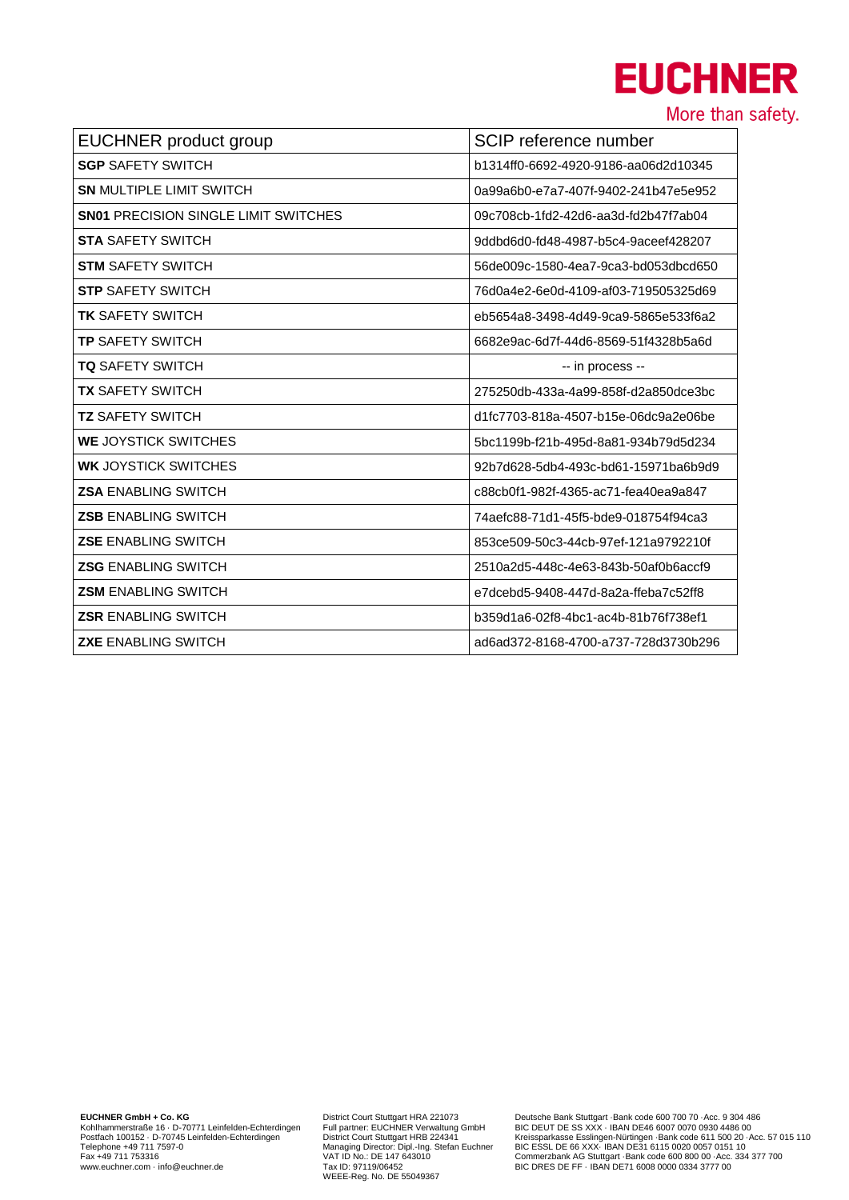| EUCHNER product group | SCIP reference number |
|---|---|
| **SGP** SAFETY SWITCH | b1314ff0-6692-4920-9186-aa06d2d10345 |
| **SN** MULTIPLE LIMIT SWITCH | 0a99a6b0-e7a7-407f-9402-241b47e5e952 |
| **SN01** PRECISION SINGLE LIMIT SWITCHES | 09c708cb-1fd2-42d6-aa3d-fd2b47f7ab04 |
| **STA** SAFETY SWITCH | 9ddbd6d0-fd48-4987-b5c4-9aceef428207 |
| **STM** SAFETY SWITCH | 56de009c-1580-4ea7-9ca3-bd053dbcd650 |
| **STP** SAFETY SWITCH | 76d0a4e2-6e0d-4109-af03-719505325d69 |
| **TK** SAFETY SWITCH | eb5654a8-3498-4d49-9ca9-5865e533f6a2 |
| **TP** SAFETY SWITCH | 6682e9ac-6d7f-44d6-8569-51f4328b5a6d |
| **TQ** SAFETY SWITCH | -- in process -- |
| **TX** SAFETY SWITCH | 275250db-433a-4a99-858f-d2a850dce3bc |
| **TZ** SAFETY SWITCH | d1fc7703-818a-4507-b15e-06dc9a2e06be |
| **WE** JOYSTICK SWITCHES | 5bc1199b-f21b-495d-8a81-934b79d5d234 |
| **WK** JOYSTICK SWITCHES | 92b7d628-5db4-493c-bd61-15971ba6b9d9 |
| **ZSA** ENABLING SWITCH | c88cb0f1-982f-4365-ac71-fea40ea9a847 |
| **ZSB** ENABLING SWITCH | 74aefc88-71d1-45f5-bde9-018754f94ca3 |
| **ZSE** ENABLING SWITCH | 853ce509-50c3-44cb-97ef-121a9792210f |
| **ZSG** ENABLING SWITCH | 2510a2d5-448c-4e63-843b-50af0b6accf9 |
| **ZSM** ENABLING SWITCH | e7dcebd5-9408-447d-8a2a-ffeba7c52ff8 |
| **ZSR** ENABLING SWITCH | b359d1a6-02f8-4bc1-ac4b-81b76f738ef1 |
| **ZXE** ENABLING SWITCH | ad6ad372-8168-4700-a737-728d3730b296 |